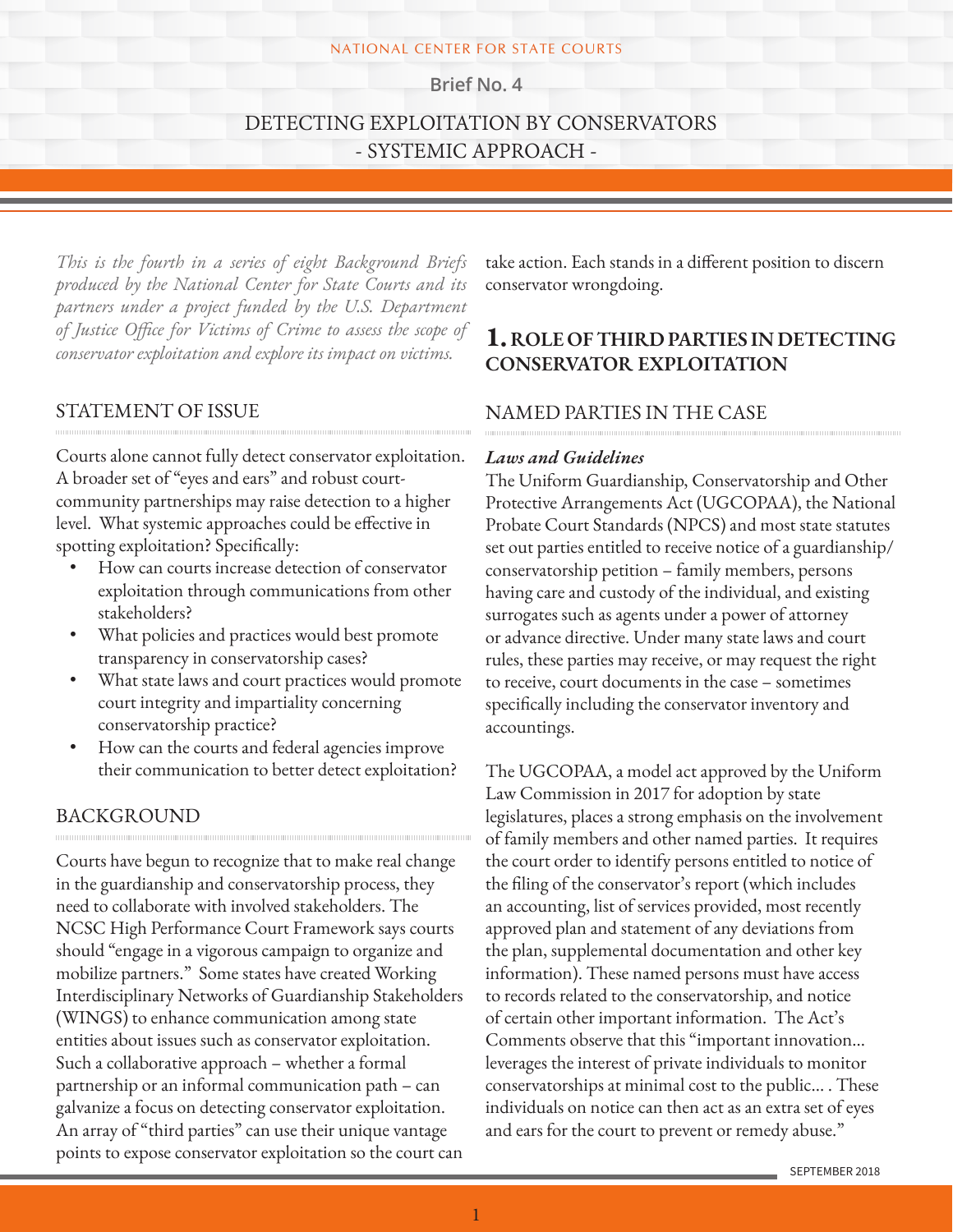NATIONAL CENTER FOR STATE COURTS

Brief No. 4

# DETECTING EXPLOITATION BY CONSERVATORS - SYSTEMIC APPROACH -

*This is the fourth in a series of eight Background Briefs produced by the National Center for State Courts and its partners under a project funded by the U.S. Department of Justice Office for Victims of Crime to assess the scope of conservator exploitation and explore its impact on victims.*

## STATEMENT OF ISSUE

Courts alone cannot fully detect conservator exploitation. A broader set of "eyes and ears" and robust court-community partnerships may raise detection to a higher level. What systemic approaches could be effective in spotting exploitation? Specifically:

- How can courts increase detection of conservator exploitation through communications from other stakeholders?
- What policies and practices would best promote transparency in conservatorship cases?
- What state laws and court practices would promote court integrity and impartiality concerning conservatorship practice?
- How can the courts and federal agencies improve their communication to better detect exploitation?

## BACKGROUND

Courts have begun to recognize that to make real change in the guardianship and conservatorship process, they need to collaborate with involved stakeholders. The NCSC High Performance Court Framework says courts should "engage in a vigorous campaign to organize and mobilize partners." Some states have created Working Interdisciplinary Networks of Guardianship Stakeholders (WINGS) to enhance communication among state entities about issues such as conservator exploitation. Such a collaborative approach – whether a formal partnership or an informal communication path – can galvanize a focus on detecting conservator exploitation. An array of "third parties" can use their unique vantage points to expose conservator exploitation so the court can take action. Each stands in a different position to discern conservator wrongdoing.

## 1. ROLE OF THIRD PARTIES IN DETECTING CONSERVATOR EXPLOITATION

### NAMED PARTIES IN THE CASE

***Laws and Guidelines***

The Uniform Guardianship, Conservatorship and Other Protective Arrangements Act (UGCOPAA), the National Probate Court Standards (NPCS) and most state statutes set out parties entitled to receive notice of a guardianship/conservatorship petition – family members, persons having care and custody of the individual, and existing surrogates such as agents under a power of attorney or advance directive. Under many state laws and court rules, these parties may receive, or may request the right to receive, court documents in the case – sometimes specifically including the conservator inventory and accountings.

The UGCOPAA, a model act approved by the Uniform Law Commission in 2017 for adoption by state legislatures, places a strong emphasis on the involvement of family members and other named parties. It requires the court order to identify persons entitled to notice of the filing of the conservator's report (which includes an accounting, list of services provided, most recently approved plan and statement of any deviations from the plan, supplemental documentation and other key information). These named persons must have access to records related to the conservatorship, and notice of certain other important information. The Act's Comments observe that this "important innovation... leverages the interest of private individuals to monitor conservatorships at minimal cost to the public... . These individuals on notice can then act as an extra set of eyes and ears for the court to prevent or remedy abuse."

SEPTEMBER 2018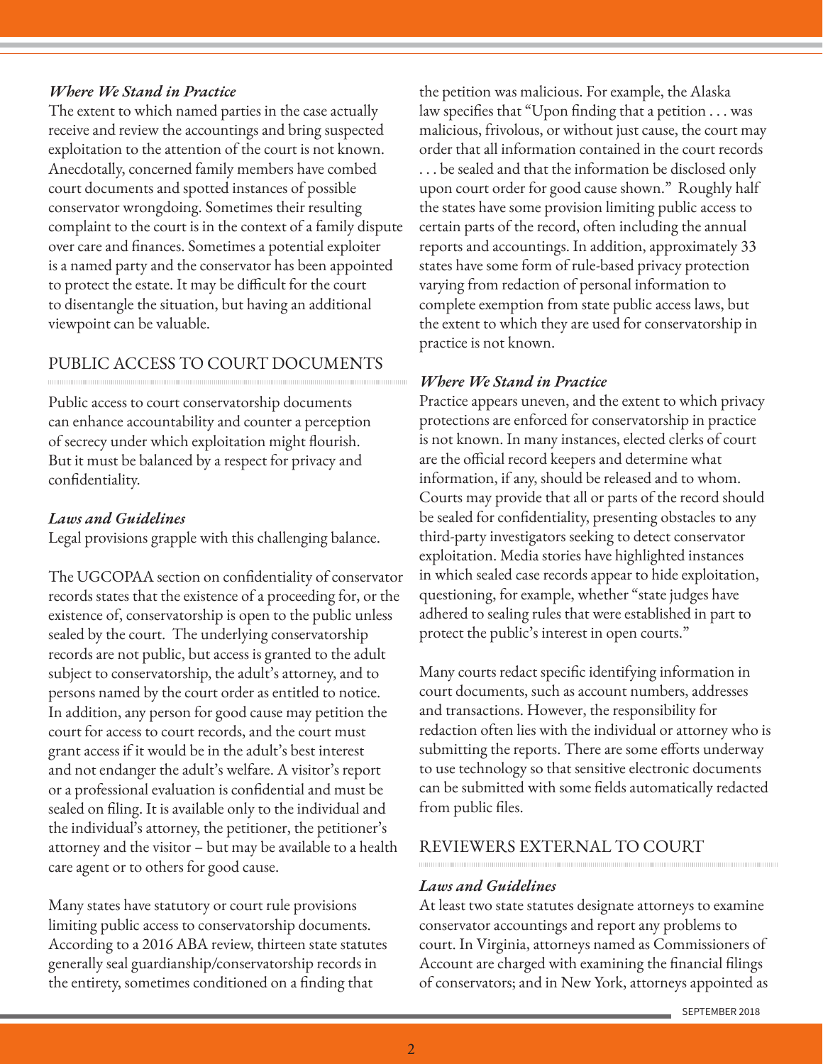### *Where We Stand in Practice*

The extent to which named parties in the case actually receive and review the accountings and bring suspected exploitation to the attention of the court is not known. Anecdotally, concerned family members have combed court documents and spotted instances of possible conservator wrongdoing. Sometimes their resulting complaint to the court is in the context of a family dispute over care and finances. Sometimes a potential exploiter is a named party and the conservator has been appointed to protect the estate. It may be difficult for the court to disentangle the situation, but having an additional viewpoint can be valuable.

## PUBLIC ACCESS TO COURT DOCUMENTS

Public access to court conservatorship documents can enhance accountability and counter a perception of secrecy under which exploitation might flourish. But it must be balanced by a respect for privacy and confidentiality.

### *Laws and Guidelines*

Legal provisions grapple with this challenging balance.

The UGCOPAA section on confidentiality of conservator records states that the existence of a proceeding for, or the existence of, conservatorship is open to the public unless sealed by the court. The underlying conservatorship records are not public, but access is granted to the adult subject to conservatorship, the adult's attorney, and to persons named by the court order as entitled to notice. In addition, any person for good cause may petition the court for access to court records, and the court must grant access if it would be in the adult's best interest and not endanger the adult's welfare. A visitor's report or a professional evaluation is confidential and must be sealed on filing. It is available only to the individual and the individual's attorney, the petitioner, the petitioner's attorney and the visitor – but may be available to a health care agent or to others for good cause.

Many states have statutory or court rule provisions limiting public access to conservatorship documents. According to a 2016 ABA review, thirteen state statutes generally seal guardianship/conservatorship records in the entirety, sometimes conditioned on a finding that the petition was malicious. For example, the Alaska law specifies that "Upon finding that a petition . . . was malicious, frivolous, or without just cause, the court may order that all information contained in the court records . . . be sealed and that the information be disclosed only upon court order for good cause shown." Roughly half the states have some provision limiting public access to certain parts of the record, often including the annual reports and accountings. In addition, approximately 33 states have some form of rule-based privacy protection varying from redaction of personal information to complete exemption from state public access laws, but the extent to which they are used for conservatorship in practice is not known.

### *Where We Stand in Practice*

Practice appears uneven, and the extent to which privacy protections are enforced for conservatorship in practice is not known. In many instances, elected clerks of court are the official record keepers and determine what information, if any, should be released and to whom. Courts may provide that all or parts of the record should be sealed for confidentiality, presenting obstacles to any third-party investigators seeking to detect conservator exploitation. Media stories have highlighted instances in which sealed case records appear to hide exploitation, questioning, for example, whether "state judges have adhered to sealing rules that were established in part to protect the public's interest in open courts."

Many courts redact specific identifying information in court documents, such as account numbers, addresses and transactions. However, the responsibility for redaction often lies with the individual or attorney who is submitting the reports. There are some efforts underway to use technology so that sensitive electronic documents can be submitted with some fields automatically redacted from public files.

## REVIEWERS EXTERNAL TO COURT

### *Laws and Guidelines*

At least two state statutes designate attorneys to examine conservator accountings and report any problems to court. In Virginia, attorneys named as Commissioners of Account are charged with examining the financial filings of conservators; and in New York, attorneys appointed as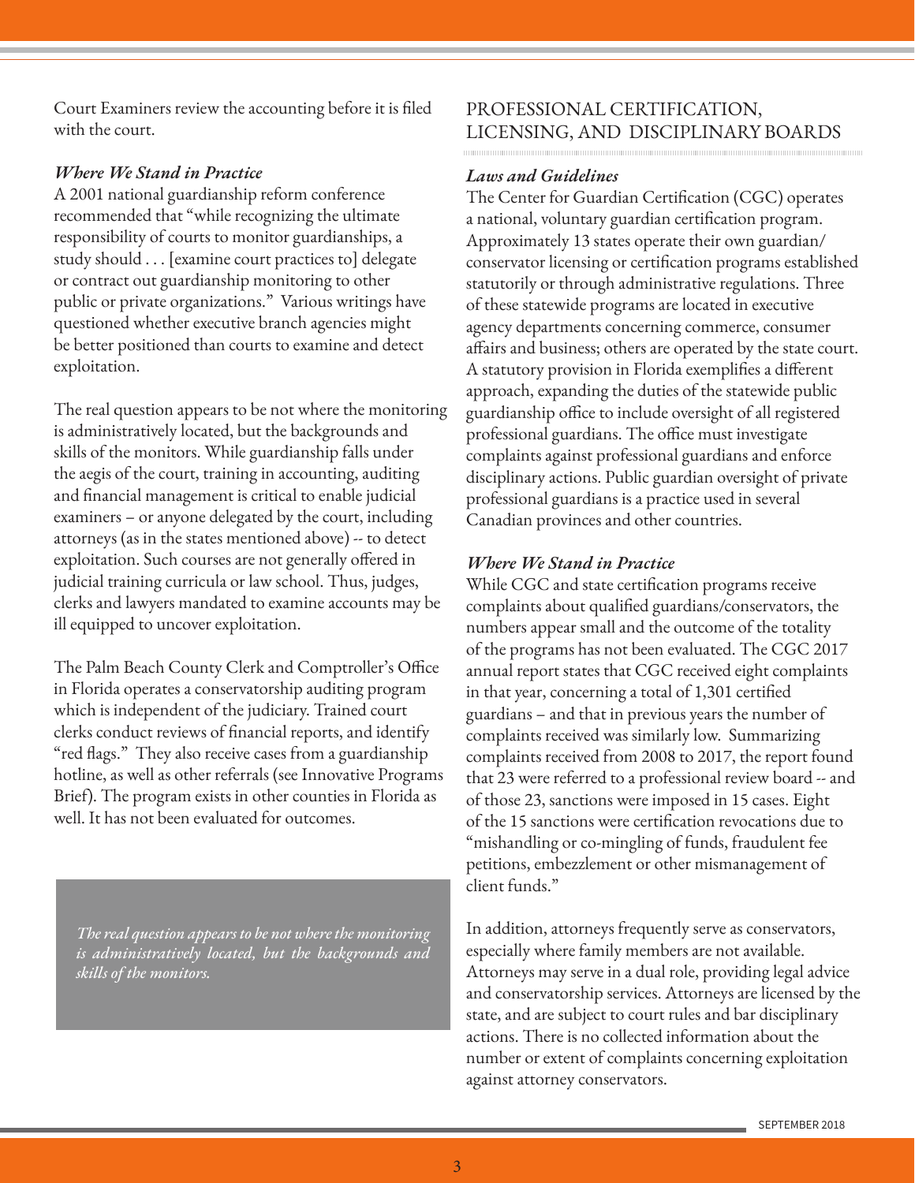Court Examiners review the accounting before it is filed with the court.

### *Where We Stand in Practice*

A 2001 national guardianship reform conference recommended that "while recognizing the ultimate responsibility of courts to monitor guardianships, a study should . . . [examine court practices to] delegate or contract out guardianship monitoring to other public or private organizations." Various writings have questioned whether executive branch agencies might be better positioned than courts to examine and detect exploitation.

The real question appears to be not where the monitoring is administratively located, but the backgrounds and skills of the monitors. While guardianship falls under the aegis of the court, training in accounting, auditing and financial management is critical to enable judicial examiners – or anyone delegated by the court, including attorneys (as in the states mentioned above) -- to detect exploitation. Such courses are not generally offered in judicial training curricula or law school. Thus, judges, clerks and lawyers mandated to examine accounts may be ill equipped to uncover exploitation.

The Palm Beach County Clerk and Comptroller's Office in Florida operates a conservatorship auditing program which is independent of the judiciary. Trained court clerks conduct reviews of financial reports, and identify "red flags." They also receive cases from a guardianship hotline, as well as other referrals (see Innovative Programs Brief). The program exists in other counties in Florida as well. It has not been evaluated for outcomes.

> *The real question appears to be not where the monitoring is administratively located, but the backgrounds and skills of the monitors.*

## PROFESSIONAL CERTIFICATION, LICENSING, AND DISCIPLINARY BOARDS

### *Laws and Guidelines*

The Center for Guardian Certification (CGC) operates a national, voluntary guardian certification program. Approximately 13 states operate their own guardian/conservator licensing or certification programs established statutorily or through administrative regulations. Three of these statewide programs are located in executive agency departments concerning commerce, consumer affairs and business; others are operated by the state court. A statutory provision in Florida exemplifies a different approach, expanding the duties of the statewide public guardianship office to include oversight of all registered professional guardians. The office must investigate complaints against professional guardians and enforce disciplinary actions. Public guardian oversight of private professional guardians is a practice used in several Canadian provinces and other countries.

### *Where We Stand in Practice*

While CGC and state certification programs receive complaints about qualified guardians/conservators, the numbers appear small and the outcome of the totality of the programs has not been evaluated. The CGC 2017 annual report states that CGC received eight complaints in that year, concerning a total of 1,301 certified guardians – and that in previous years the number of complaints received was similarly low. Summarizing complaints received from 2008 to 2017, the report found that 23 were referred to a professional review board -- and of those 23, sanctions were imposed in 15 cases. Eight of the 15 sanctions were certification revocations due to "mishandling or co-mingling of funds, fraudulent fee petitions, embezzlement or other mismanagement of client funds."

In addition, attorneys frequently serve as conservators, especially where family members are not available. Attorneys may serve in a dual role, providing legal advice and conservatorship services. Attorneys are licensed by the state, and are subject to court rules and bar disciplinary actions. There is no collected information about the number or extent of complaints concerning exploitation against attorney conservators.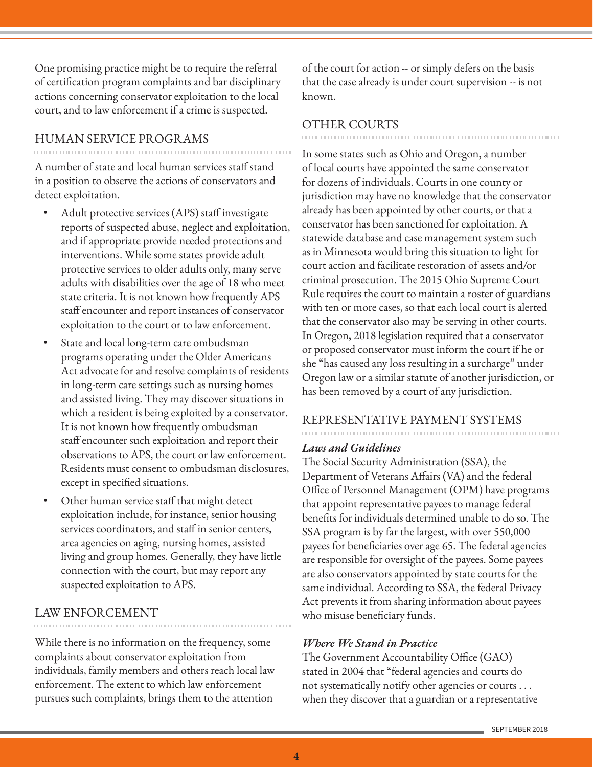One promising practice might be to require the referral of certification program complaints and bar disciplinary actions concerning conservator exploitation to the local court, and to law enforcement if a crime is suspected.

## HUMAN SERVICE PROGRAMS

A number of state and local human services staff stand in a position to observe the actions of conservators and detect exploitation.

- Adult protective services (APS) staff investigate reports of suspected abuse, neglect and exploitation, and if appropriate provide needed protections and interventions. While some states provide adult protective services to older adults only, many serve adults with disabilities over the age of 18 who meet state criteria. It is not known how frequently APS staff encounter and report instances of conservator exploitation to the court or to law enforcement.
- State and local long-term care ombudsman programs operating under the Older Americans Act advocate for and resolve complaints of residents in long-term care settings such as nursing homes and assisted living. They may discover situations in which a resident is being exploited by a conservator. It is not known how frequently ombudsman staff encounter such exploitation and report their observations to APS, the court or law enforcement. Residents must consent to ombudsman disclosures, except in specified situations.
- Other human service staff that might detect exploitation include, for instance, senior housing services coordinators, and staff in senior centers, area agencies on aging, nursing homes, assisted living and group homes. Generally, they have little connection with the court, but may report any suspected exploitation to APS.

## LAW ENFORCEMENT

While there is no information on the frequency, some complaints about conservator exploitation from individuals, family members and others reach local law enforcement. The extent to which law enforcement pursues such complaints, brings them to the attention of the court for action -- or simply defers on the basis that the case already is under court supervision -- is not known.

## OTHER COURTS

In some states such as Ohio and Oregon, a number of local courts have appointed the same conservator for dozens of individuals. Courts in one county or jurisdiction may have no knowledge that the conservator already has been appointed by other courts, or that a conservator has been sanctioned for exploitation. A statewide database and case management system such as in Minnesota would bring this situation to light for court action and facilitate restoration of assets and/or criminal prosecution. The 2015 Ohio Supreme Court Rule requires the court to maintain a roster of guardians with ten or more cases, so that each local court is alerted that the conservator also may be serving in other courts. In Oregon, 2018 legislation required that a conservator or proposed conservator must inform the court if he or she "has caused any loss resulting in a surcharge" under Oregon law or a similar statute of another jurisdiction, or has been removed by a court of any jurisdiction.

## REPRESENTATIVE PAYMENT SYSTEMS

### *Laws and Guidelines*

The Social Security Administration (SSA), the Department of Veterans Affairs (VA) and the federal Office of Personnel Management (OPM) have programs that appoint representative payees to manage federal benefits for individuals determined unable to do so. The SSA program is by far the largest, with over 550,000 payees for beneficiaries over age 65. The federal agencies are responsible for oversight of the payees. Some payees are also conservators appointed by state courts for the same individual. According to SSA, the federal Privacy Act prevents it from sharing information about payees who misuse beneficiary funds.

### *Where We Stand in Practice*

The Government Accountability Office (GAO) stated in 2004 that "federal agencies and courts do not systematically notify other agencies or courts . . . when they discover that a guardian or a representative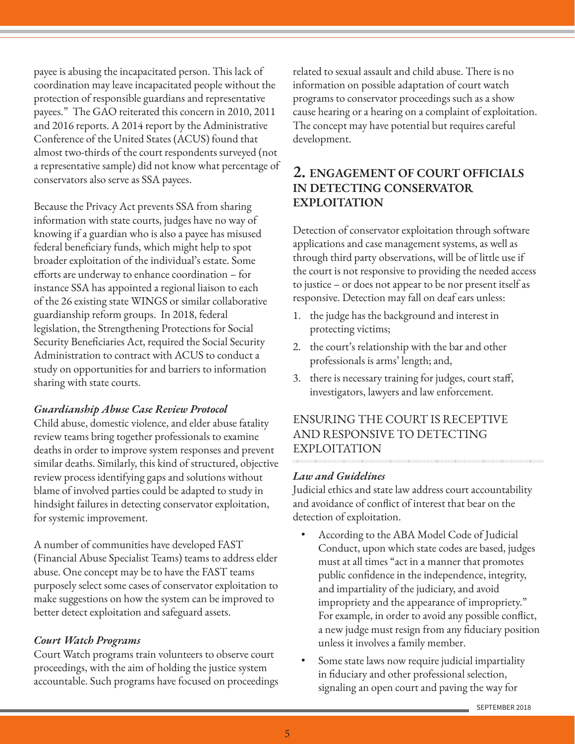payee is abusing the incapacitated person. This lack of coordination may leave incapacitated people without the protection of responsible guardians and representative payees." The GAO reiterated this concern in 2010, 2011 and 2016 reports. A 2014 report by the Administrative Conference of the United States (ACUS) found that almost two-thirds of the court respondents surveyed (not a representative sample) did not know what percentage of conservators also serve as SSA payees.

Because the Privacy Act prevents SSA from sharing information with state courts, judges have no way of knowing if a guardian who is also a payee has misused federal beneficiary funds, which might help to spot broader exploitation of the individual's estate. Some efforts are underway to enhance coordination – for instance SSA has appointed a regional liaison to each of the 26 existing state WINGS or similar collaborative guardianship reform groups. In 2018, federal legislation, the Strengthening Protections for Social Security Beneficiaries Act, required the Social Security Administration to contract with ACUS to conduct a study on opportunities for and barriers to information sharing with state courts.

### *Guardianship Abuse Case Review Protocol*

Child abuse, domestic violence, and elder abuse fatality review teams bring together professionals to examine deaths in order to improve system responses and prevent similar deaths. Similarly, this kind of structured, objective review process identifying gaps and solutions without blame of involved parties could be adapted to study in hindsight failures in detecting conservator exploitation, for systemic improvement.

A number of communities have developed FAST (Financial Abuse Specialist Teams) teams to address elder abuse. One concept may be to have the FAST teams purposely select some cases of conservator exploitation to make suggestions on how the system can be improved to better detect exploitation and safeguard assets.

### *Court Watch Programs*

Court Watch programs train volunteers to observe court proceedings, with the aim of holding the justice system accountable. Such programs have focused on proceedings related to sexual assault and child abuse. There is no information on possible adaptation of court watch programs to conservator proceedings such as a show cause hearing or a hearing on a complaint of exploitation. The concept may have potential but requires careful development.

## 2. ENGAGEMENT OF COURT OFFICIALS IN DETECTING CONSERVATOR EXPLOITATION

Detection of conservator exploitation through software applications and case management systems, as well as through third party observations, will be of little use if the court is not responsive to providing the needed access to justice – or does not appear to be nor present itself as responsive. Detection may fall on deaf ears unless:

1. the judge has the background and interest in protecting victims;
2. the court's relationship with the bar and other professionals is arms' length; and,
3. there is necessary training for judges, court staff, investigators, lawyers and law enforcement.

### ENSURING THE COURT IS RECEPTIVE AND RESPONSIVE TO DETECTING EXPLOITATION

#### *Law and Guidelines*

Judicial ethics and state law address court accountability and avoidance of conflict of interest that bear on the detection of exploitation.

- According to the ABA Model Code of Judicial Conduct, upon which state codes are based, judges must at all times "act in a manner that promotes public confidence in the independence, integrity, and impartiality of the judiciary, and avoid impropriety and the appearance of impropriety." For example, in order to avoid any possible conflict, a new judge must resign from any fiduciary position unless it involves a family member.
- Some state laws now require judicial impartiality in fiduciary and other professional selection, signaling an open court and paving the way for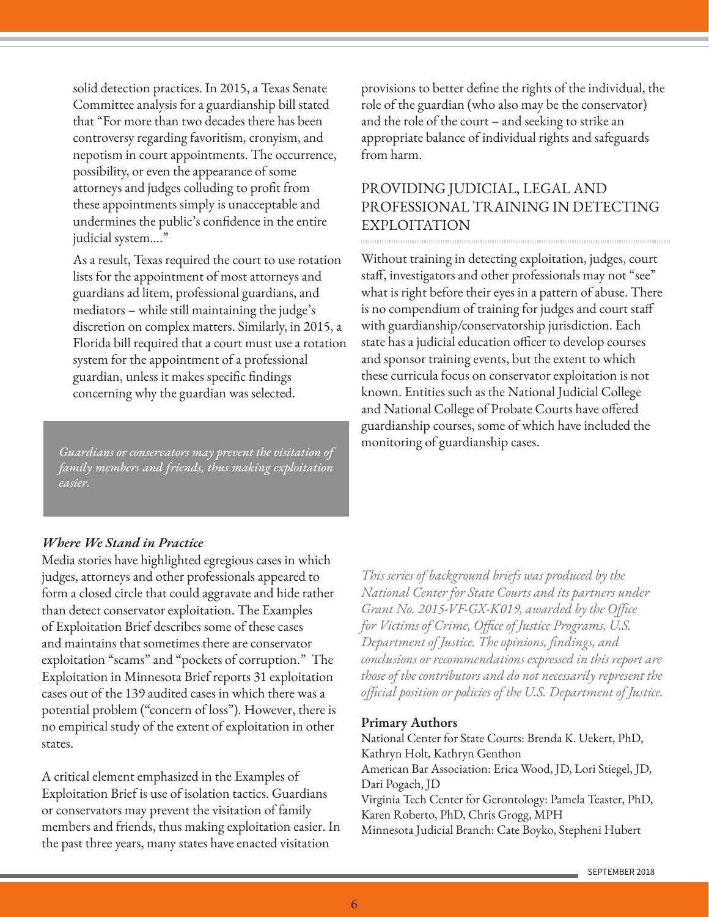solid detection practices. In 2015, a Texas Senate Committee analysis for a guardianship bill stated that "For more than two decades there has been controversy regarding favoritism, cronyism, and nepotism in court appointments. The occurrence, possibility, or even the appearance of some attorneys and judges colluding to profit from these appointments simply is unacceptable and undermines the public's confidence in the entire judicial system...."

As a result, Texas required the court to use rotation lists for the appointment of most attorneys and guardians ad litem, professional guardians, and mediators – while still maintaining the judge's discretion on complex matters. Similarly, in 2015, a Florida bill required that a court must use a rotation system for the appointment of a professional guardian, unless it makes specific findings concerning why the guardian was selected.

*Guardians or conservators may prevent the visitation of family members and friends, thus making exploitation easier.*

***Where We Stand in Practice***

Media stories have highlighted egregious cases in which judges, attorneys and other professionals appeared to form a closed circle that could aggravate and hide rather than detect conservator exploitation. The Examples of Exploitation Brief describes some of these cases and maintains that sometimes there are conservator exploitation "scams" and "pockets of corruption." The Exploitation in Minnesota Brief reports 31 exploitation cases out of the 139 audited cases in which there was a potential problem ("concern of loss"). However, there is no empirical study of the extent of exploitation in other states.

A critical element emphasized in the Examples of Exploitation Brief is use of isolation tactics. Guardians or conservators may prevent the visitation of family members and friends, thus making exploitation easier. In the past three years, many states have enacted visitation provisions to better define the rights of the individual, the role of the guardian (who also may be the conservator) and the role of the court – and seeking to strike an appropriate balance of individual rights and safeguards from harm.

## PROVIDING JUDICIAL, LEGAL AND PROFESSIONAL TRAINING IN DETECTING EXPLOITATION

Without training in detecting exploitation, judges, court staff, investigators and other professionals may not "see" what is right before their eyes in a pattern of abuse. There is no compendium of training for judges and court staff with guardianship/conservatorship jurisdiction. Each state has a judicial education officer to develop courses and sponsor training events, but the extent to which these curricula focus on conservator exploitation is not known. Entities such as the National Judicial College and National College of Probate Courts have offered guardianship courses, some of which have included the monitoring of guardianship cases.

*This series of background briefs was produced by the National Center for State Courts and its partners under Grant No. 2015-VF-GX-K019, awarded by the Office for Victims of Crime, Office of Justice Programs, U.S. Department of Justice. The opinions, findings, and conclusions or recommendations expressed in this report are those of the contributors and do not necessarily represent the official position or policies of the U.S. Department of Justice.*

**Primary Authors**

National Center for State Courts: Brenda K. Uekert, PhD, Kathryn Holt, Kathryn Genthon
American Bar Association: Erica Wood, JD, Lori Stiegel, JD, Dari Pogach, JD
Virginia Tech Center for Gerontology: Pamela Teaster, PhD, Karen Roberto, PhD, Chris Grogg, MPH
Minnesota Judicial Branch: Cate Boyko, Stepheni Hubert

SEPTEMBER 2018